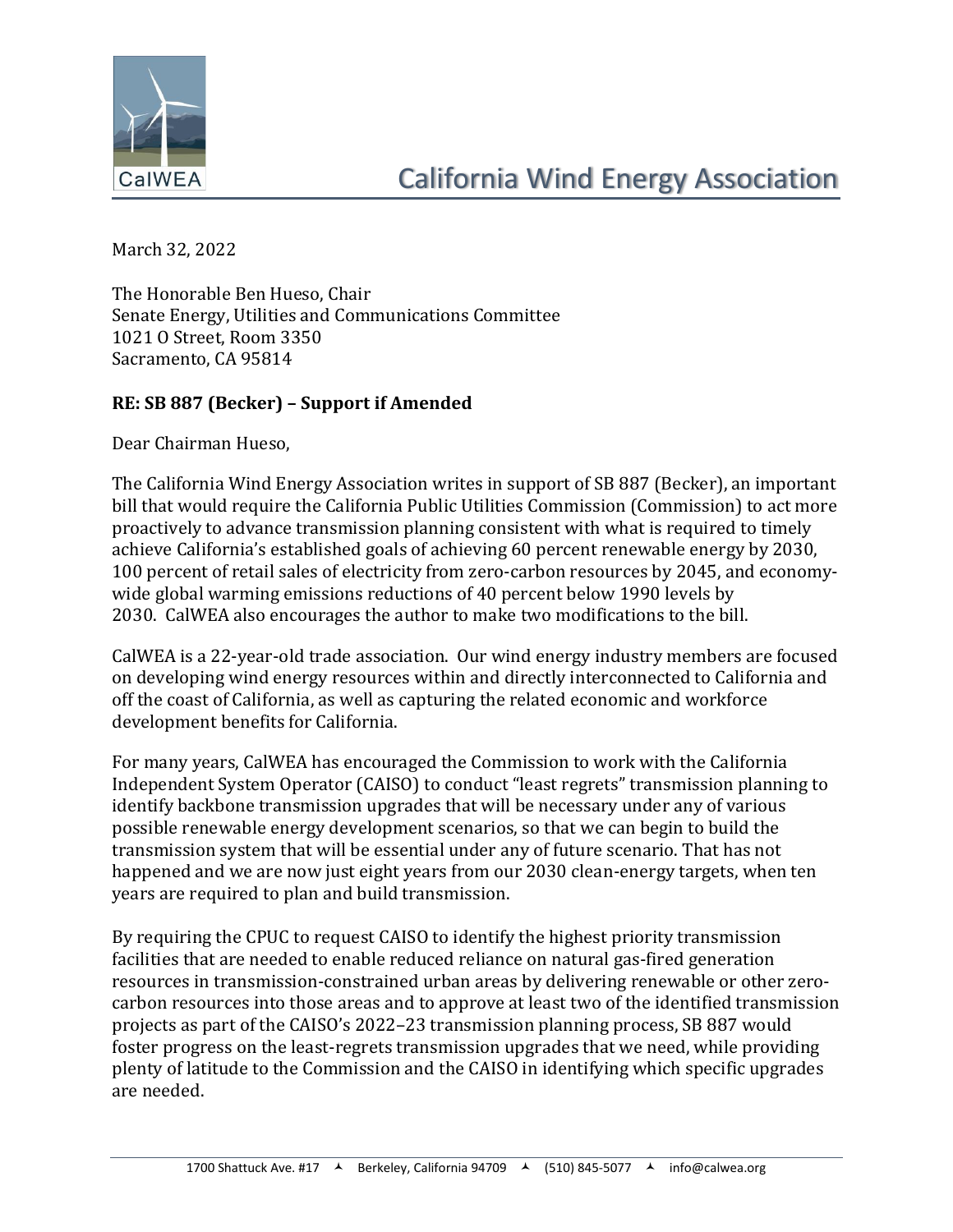# California Wind Energy Association

March 32, 2022

The Honorable Ben Hueso, Chair
Senate Energy, Utilities and Communications Committee
1021 O Street, Room 3350
Sacramento, CA 95814

**RE: SB 887 (Becker) – Support if Amended**

Dear Chairman Hueso,

The California Wind Energy Association writes in support of SB 887 (Becker), an important bill that would require the California Public Utilities Commission (Commission) to act more proactively to advance transmission planning consistent with what is required to timely achieve California's established goals of achieving 60 percent renewable energy by 2030, 100 percent of retail sales of electricity from zero-carbon resources by 2045, and economy-wide global warming emissions reductions of 40 percent below 1990 levels by 2030. CalWEA also encourages the author to make two modifications to the bill.

CalWEA is a 22-year-old trade association. Our wind energy industry members are focused on developing wind energy resources within and directly interconnected to California and off the coast of California, as well as capturing the related economic and workforce development benefits for California.

For many years, CalWEA has encouraged the Commission to work with the California Independent System Operator (CAISO) to conduct "least regrets" transmission planning to identify backbone transmission upgrades that will be necessary under any of various possible renewable energy development scenarios, so that we can begin to build the transmission system that will be essential under any of future scenario. That has not happened and we are now just eight years from our 2030 clean-energy targets, when ten years are required to plan and build transmission.

By requiring the CPUC to request CAISO to identify the highest priority transmission facilities that are needed to enable reduced reliance on natural gas-fired generation resources in transmission-constrained urban areas by delivering renewable or other zero-carbon resources into those areas and to approve at least two of the identified transmission projects as part of the CAISO's 2022–23 transmission planning process, SB 887 would foster progress on the least-regrets transmission upgrades that we need, while providing plenty of latitude to the Commission and the CAISO in identifying which specific upgrades are needed.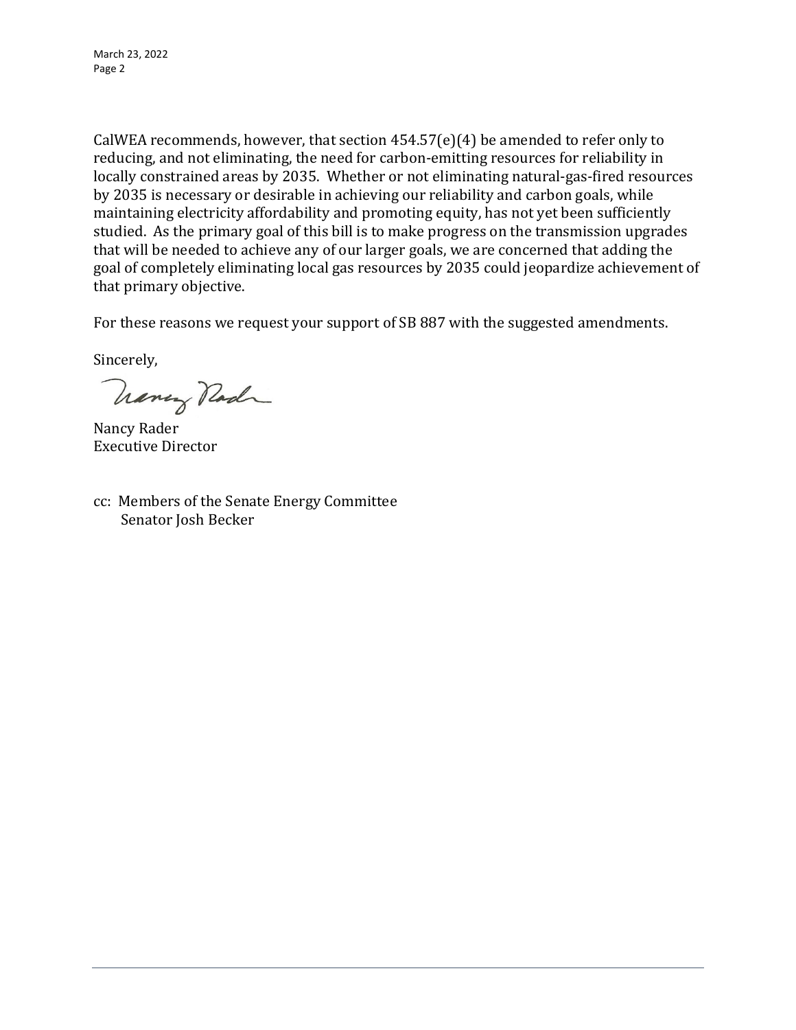CalWEA recommends, however, that section 454.57(e)(4) be amended to refer only to reducing, and not eliminating, the need for carbon-emitting resources for reliability in locally constrained areas by 2035. Whether or not eliminating natural-gas-fired resources by 2035 is necessary or desirable in achieving our reliability and carbon goals, while maintaining electricity affordability and promoting equity, has not yet been sufficiently studied. As the primary goal of this bill is to make progress on the transmission upgrades that will be needed to achieve any of our larger goals, we are concerned that adding the goal of completely eliminating local gas resources by 2035 could jeopardize achievement of that primary objective.

For these reasons we request your support of SB 887 with the suggested amendments.

Sincerely,

Nancy Rader
Executive Director

cc: Members of the Senate Energy Committee
Senator Josh Becker